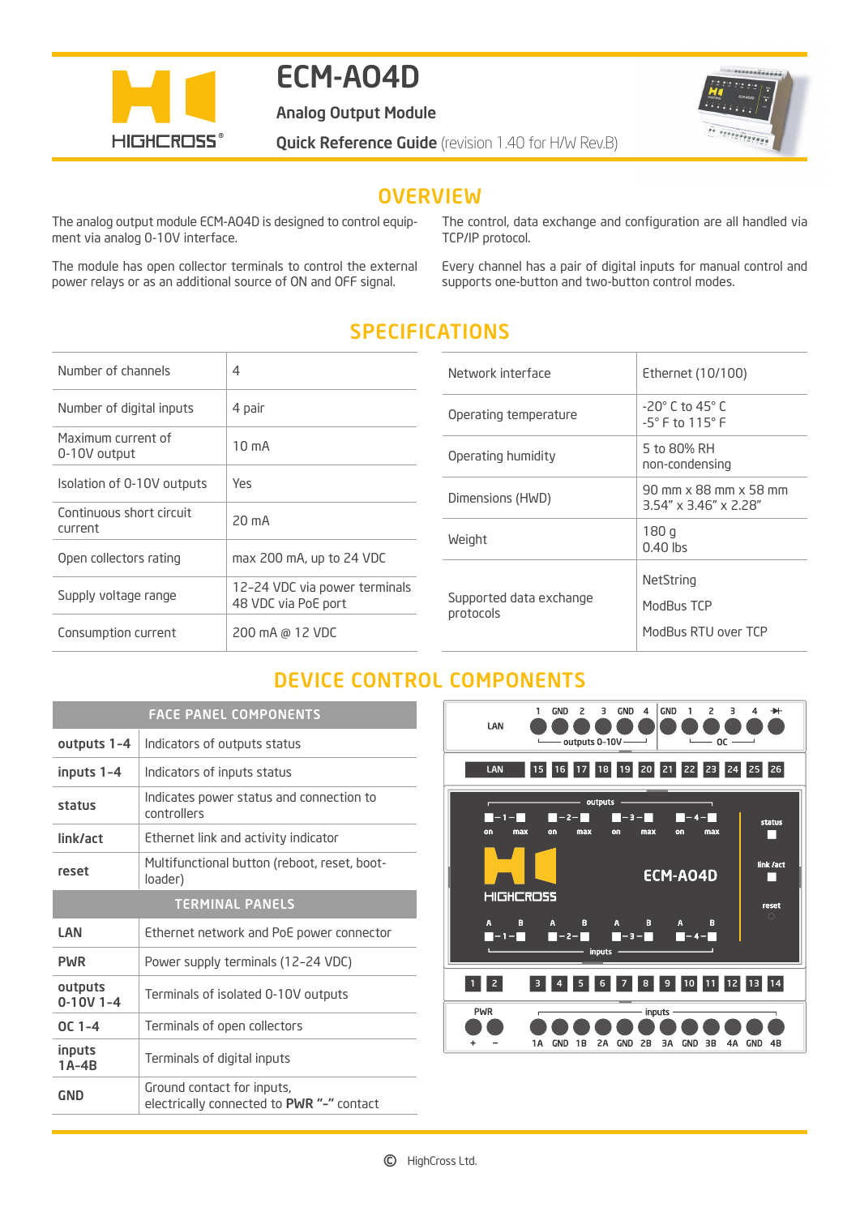# ECM-AO4D

**Analog Output Module**

**Quick Reference Guide** (revision 1.40 for H/W Rev.B)

## OVERVIEW

The analog output module ECM-AO4D is designed to control equipment via analog 0-10V interface.

The module has open collector terminals to control the external power relays or as an additional source of ON and OFF signal.

The control, data exchange and configuration are all handled via TCP/IP protocol.

Every channel has a pair of digital inputs for manual control and supports one-button and two-button control modes.

## SPECIFICATIONS

| | |
|---|---|
| Number of channels | 4 |
| Number of digital inputs | 4 pair |
| Maximum current of 0-10V output | 10 mA |
| Isolation of 0-10V outputs | Yes |
| Continuous short circuit current | 20 mA |
| Open collectors rating | max 200 mA, up to 24 VDC |
| Supply voltage range | 12-24 VDC via power terminals<br>48 VDC via PoE port |
| Consumption current | 200 mA @ 12 VDC |

| | |
|---|---|
| Network interface | Ethernet (10/100) |
| Operating temperature | -20° C to 45° C<br>-5° F to 115° F |
| Operating humidity | 5 to 80% RH<br>non-condensing |
| Dimensions (HWD) | 90 mm x 88 mm x 58 mm<br>3.54" x 3.46" x 2.28" |
| Weight | 180 g<br>0.40 lbs |
| Supported data exchange protocols | NetString<br>ModBus TCP<br>ModBus RTU over TCP |

## DEVICE CONTROL COMPONENTS

| FACE PANEL COMPONENTS | |
|---|---|
| **outputs 1-4** | Indicators of outputs status |
| **inputs 1-4** | Indicators of inputs status |
| **status** | Indicates power status and connection to controllers |
| **link/act** | Ethernet link and activity indicator |
| **reset** | Multifunctional button (reboot, reset, bootloader) |
| **TERMINAL PANELS** | |
| **LAN** | Ethernet network and PoE power connector |
| **PWR** | Power supply terminals (12-24 VDC) |
| **outputs 0-10V 1-4** | Terminals of isolated 0-10V outputs |
| **OC 1-4** | Terminals of open collectors |
| **inputs 1A-4B** | Terminals of digital inputs |
| **GND** | Ground contact for inputs, electrically connected to **PWR "–"** contact |

© HighCross Ltd.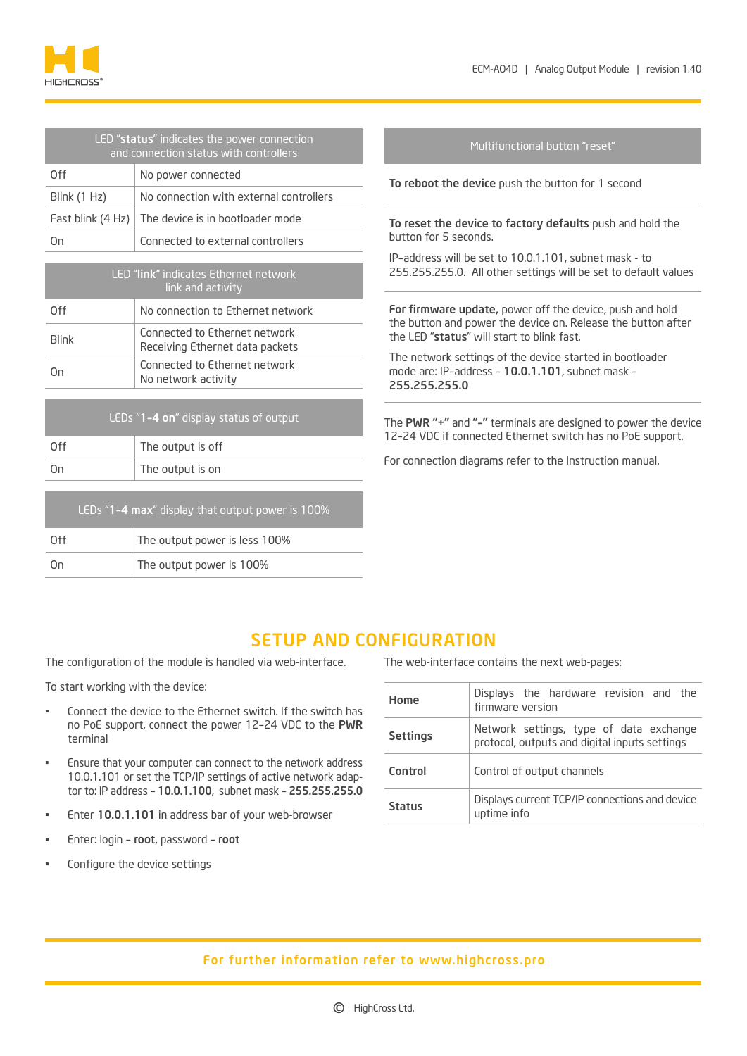| LED "**status**" indicates the power connection and connection status with controllers | |
|---|---|
| Off | No power connected |
| Blink (1 Hz) | No connection with external controllers |
| Fast blink (4 Hz) | The device is in bootloader mode |
| On | Connected to external controllers |

| LED "**link**" indicates Ethernet network link and activity | |
|---|---|
| Off | No connection to Ethernet network |
| Blink | Connected to Ethernet network<br>Receiving Ethernet data packets |
| On | Connected to Ethernet network<br>No network activity |

| LEDs "**1-4 on**" display status of output | |
|---|---|
| Off | The output is off |
| On | The output is on |

| LEDs "**1-4 max**" display that output power is 100% | |
|---|---|
| Off | The output power is less 100% |
| On | The output power is 100% |

| Multifunctional button "reset" |
|---|
| **To reboot the device** push the button for 1 second |
| **To reset the device to factory defaults** push and hold the button for 5 seconds.<br>IP-address will be set to 10.0.1.101, subnet mask - to 255.255.255.0. All other settings will be set to default values |
| **For firmware update,** power off the device, push and hold the button and power the device on. Release the button after the LED "**status**" will start to blink fast.<br>The network settings of the device started in bootloader mode are: IP-address – **10.0.1.101**, subnet mask – **255.255.255.0** |

The **PWR "+"** and **"-"** terminals are designed to power the device 12-24 VDC if connected Ethernet switch has no PoE support.

For connection diagrams refer to the Instruction manual.

## SETUP AND CONFIGURATION

The configuration of the module is handled via web-interface.

To start working with the device:

- Connect the device to the Ethernet switch. If the switch has no PoE support, connect the power 12-24 VDC to the **PWR** terminal
- Ensure that your computer can connect to the network address 10.0.1.101 or set the TCP/IP settings of active network adaptor to: IP address – **10.0.1.100**, subnet mask – **255.255.255.0**
- Enter **10.0.1.101** in address bar of your web-browser
- Enter: login – **root**, password – **root**
- Configure the device settings

The web-interface contains the next web-pages:

| | |
|---|---|
| **Home** | Displays the hardware revision and the firmware version |
| **Settings** | Network settings, type of data exchange protocol, outputs and digital inputs settings |
| **Control** | Control of output channels |
| **Status** | Displays current TCP/IP connections and device uptime info |

**For further information refer to www.highcross.pro**

© HighCross Ltd.